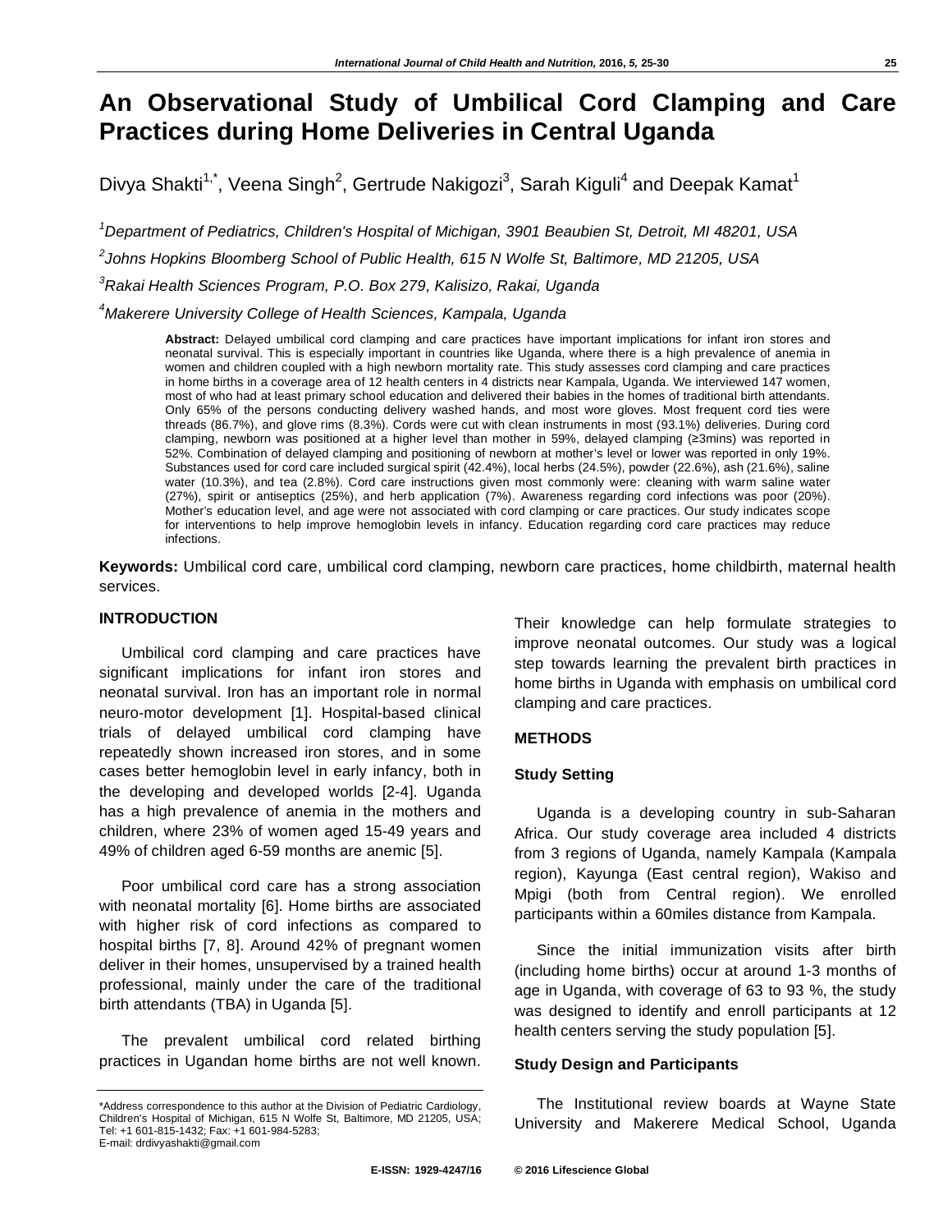# An Observational Study of Umbilical Cord Clamping and Care Practices during Home Deliveries in Central Uganda

Divya Shakti[1,*], Veena Singh[2], Gertrude Nakigozi[3], Sarah Kiguli[4] and Deepak Kamat[1]

*[1]Department of Pediatrics, Children's Hospital of Michigan, 3901 Beaubien St, Detroit, MI 48201, USA*

*[2]Johns Hopkins Bloomberg School of Public Health, 615 N Wolfe St, Baltimore, MD 21205, USA*

*[3]Rakai Health Sciences Program, P.O. Box 279, Kalisizo, Rakai, Uganda*

*[4]Makerere University College of Health Sciences, Kampala, Uganda*

**Abstract:** Delayed umbilical cord clamping and care practices have important implications for infant iron stores and neonatal survival. This is especially important in countries like Uganda, where there is a high prevalence of anemia in women and children coupled with a high newborn mortality rate. This study assesses cord clamping and care practices in home births in a coverage area of 12 health centers in 4 districts near Kampala, Uganda. We interviewed 147 women, most of who had at least primary school education and delivered their babies in the homes of traditional birth attendants. Only 65% of the persons conducting delivery washed hands, and most wore gloves. Most frequent cord ties were threads (86.7%), and glove rims (8.3%). Cords were cut with clean instruments in most (93.1%) deliveries. During cord clamping, newborn was positioned at a higher level than mother in 59%, delayed clamping (≥3mins) was reported in 52%. Combination of delayed clamping and positioning of newborn at mother's level or lower was reported in only 19%. Substances used for cord care included surgical spirit (42.4%), local herbs (24.5%), powder (22.6%), ash (21.6%), saline water (10.3%), and tea (2.8%). Cord care instructions given most commonly were: cleaning with warm saline water (27%), spirit or antiseptics (25%), and herb application (7%). Awareness regarding cord infections was poor (20%). Mother's education level, and age were not associated with cord clamping or care practices. Our study indicates scope for interventions to help improve hemoglobin levels in infancy. Education regarding cord care practices may reduce infections.

**Keywords:** Umbilical cord care, umbilical cord clamping, newborn care practices, home childbirth, maternal health services.

## INTRODUCTION

Umbilical cord clamping and care practices have significant implications for infant iron stores and neonatal survival. Iron has an important role in normal neuro-motor development [1]. Hospital-based clinical trials of delayed umbilical cord clamping have repeatedly shown increased iron stores, and in some cases better hemoglobin level in early infancy, both in the developing and developed worlds [2-4]. Uganda has a high prevalence of anemia in the mothers and children, where 23% of women aged 15-49 years and 49% of children aged 6-59 months are anemic [5].

Poor umbilical cord care has a strong association with neonatal mortality [6]. Home births are associated with higher risk of cord infections as compared to hospital births [7, 8]. Around 42% of pregnant women deliver in their homes, unsupervised by a trained health professional, mainly under the care of the traditional birth attendants (TBA) in Uganda [5].

The prevalent umbilical cord related birthing practices in Ugandan home births are not well known. Their knowledge can help formulate strategies to improve neonatal outcomes. Our study was a logical step towards learning the prevalent birth practices in home births in Uganda with emphasis on umbilical cord clamping and care practices.

## METHODS

### Study Setting

Uganda is a developing country in sub-Saharan Africa. Our study coverage area included 4 districts from 3 regions of Uganda, namely Kampala (Kampala region), Kayunga (East central region), Wakiso and Mpigi (both from Central region). We enrolled participants within a 60miles distance from Kampala.

Since the initial immunization visits after birth (including home births) occur at around 1-3 months of age in Uganda, with coverage of 63 to 93 %, the study was designed to identify and enroll participants at 12 health centers serving the study population [5].

### Study Design and Participants

The Institutional review boards at Wayne State University and Makerere Medical School, Uganda

\*Address correspondence to this author at the Division of Pediatric Cardiology, Children's Hospital of Michigan, 615 N Wolfe St, Baltimore, MD 21205, USA; Tel: +1 601-815-1432; Fax: +1 601-984-5283;
E-mail: drdivyashakti@gmail.com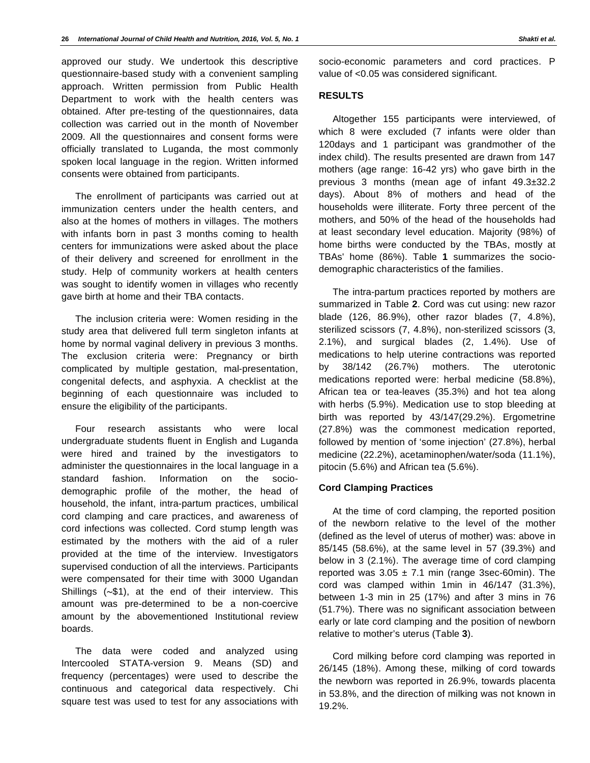approved our study. We undertook this descriptive questionnaire-based study with a convenient sampling approach. Written permission from Public Health Department to work with the health centers was obtained. After pre-testing of the questionnaires, data collection was carried out in the month of November 2009. All the questionnaires and consent forms were officially translated to Luganda, the most commonly spoken local language in the region. Written informed consents were obtained from participants.

The enrollment of participants was carried out at immunization centers under the health centers, and also at the homes of mothers in villages. The mothers with infants born in past 3 months coming to health centers for immunizations were asked about the place of their delivery and screened for enrollment in the study. Help of community workers at health centers was sought to identify women in villages who recently gave birth at home and their TBA contacts.

The inclusion criteria were: Women residing in the study area that delivered full term singleton infants at home by normal vaginal delivery in previous 3 months. The exclusion criteria were: Pregnancy or birth complicated by multiple gestation, mal-presentation, congenital defects, and asphyxia. A checklist at the beginning of each questionnaire was included to ensure the eligibility of the participants.

Four research assistants who were local undergraduate students fluent in English and Luganda were hired and trained by the investigators to administer the questionnaires in the local language in a standard fashion. Information on the socio-demographic profile of the mother, the head of household, the infant, intra-partum practices, umbilical cord clamping and care practices, and awareness of cord infections was collected. Cord stump length was estimated by the mothers with the aid of a ruler provided at the time of the interview. Investigators supervised conduction of all the interviews. Participants were compensated for their time with 3000 Ugandan Shillings (~$1), at the end of their interview. This amount was pre-determined to be a non-coercive amount by the abovementioned Institutional review boards.

The data were coded and analyzed using Intercooled STATA-version 9. Means (SD) and frequency (percentages) were used to describe the continuous and categorical data respectively. Chi square test was used to test for any associations with socio-economic parameters and cord practices. P value of <0.05 was considered significant.

## RESULTS

Altogether 155 participants were interviewed, of which 8 were excluded (7 infants were older than 120days and 1 participant was grandmother of the index child). The results presented are drawn from 147 mothers (age range: 16-42 yrs) who gave birth in the previous 3 months (mean age of infant 49.3±32.2 days). About 8% of mothers and head of the households were illiterate. Forty three percent of the mothers, and 50% of the head of the households had at least secondary level education. Majority (98%) of home births were conducted by the TBAs, mostly at TBAs' home (86%). Table **1** summarizes the socio-demographic characteristics of the families.

The intra-partum practices reported by mothers are summarized in Table **2**. Cord was cut using: new razor blade (126, 86.9%), other razor blades (7, 4.8%), sterilized scissors (7, 4.8%), non-sterilized scissors (3, 2.1%), and surgical blades (2, 1.4%). Use of medications to help uterine contractions was reported by 38/142 (26.7%) mothers. The uterotonic medications reported were: herbal medicine (58.8%), African tea or tea-leaves (35.3%) and hot tea along with herbs (5.9%). Medication use to stop bleeding at birth was reported by 43/147(29.2%). Ergometrine (27.8%) was the commonest medication reported, followed by mention of 'some injection' (27.8%), herbal medicine (22.2%), acetaminophen/water/soda (11.1%), pitocin (5.6%) and African tea (5.6%).

### Cord Clamping Practices

At the time of cord clamping, the reported position of the newborn relative to the level of the mother (defined as the level of uterus of mother) was: above in 85/145 (58.6%), at the same level in 57 (39.3%) and below in 3 (2.1%). The average time of cord clamping reported was 3.05 ± 7.1 min (range 3sec-60min). The cord was clamped within 1min in 46/147 (31.3%), between 1-3 min in 25 (17%) and after 3 mins in 76 (51.7%). There was no significant association between early or late cord clamping and the position of newborn relative to mother's uterus (Table **3**).

Cord milking before cord clamping was reported in 26/145 (18%). Among these, milking of cord towards the newborn was reported in 26.9%, towards placenta in 53.8%, and the direction of milking was not known in 19.2%.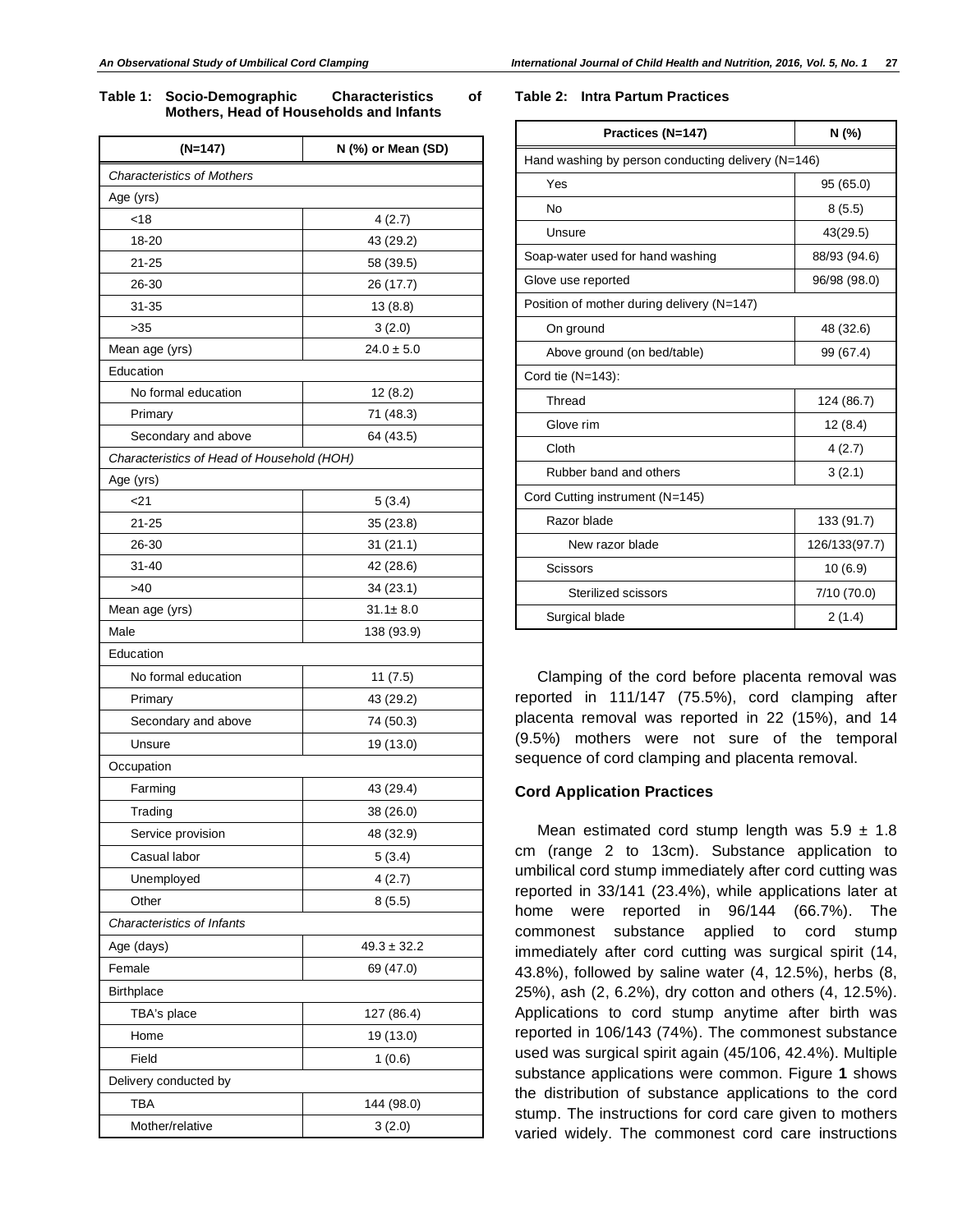**Table 1: Socio-Demographic Characteristics of Mothers, Head of Households and Infants**

| (N=147) | N (%) or Mean (SD) |
|---|---|
| *Characteristics of Mothers* | |
| Age (yrs) | |
| <18 | 4 (2.7) |
| 18-20 | 43 (29.2) |
| 21-25 | 58 (39.5) |
| 26-30 | 26 (17.7) |
| 31-35 | 13 (8.8) |
| >35 | 3 (2.0) |
| Mean age (yrs) | 24.0 ± 5.0 |
| Education | |
| No formal education | 12 (8.2) |
| Primary | 71 (48.3) |
| Secondary and above | 64 (43.5) |
| *Characteristics of Head of Household (HOH)* | |
| Age (yrs) | |
| <21 | 5 (3.4) |
| 21-25 | 35 (23.8) |
| 26-30 | 31 (21.1) |
| 31-40 | 42 (28.6) |
| >40 | 34 (23.1) |
| Mean age (yrs) | 31.1± 8.0 |
| Male | 138 (93.9) |
| Education | |
| No formal education | 11 (7.5) |
| Primary | 43 (29.2) |
| Secondary and above | 74 (50.3) |
| Unsure | 19 (13.0) |
| Occupation | |
| Farming | 43 (29.4) |
| Trading | 38 (26.0) |
| Service provision | 48 (32.9) |
| Casual labor | 5 (3.4) |
| Unemployed | 4 (2.7) |
| Other | 8 (5.5) |
| *Characteristics of Infants* | |
| Age (days) | 49.3 ± 32.2 |
| Female | 69 (47.0) |
| Birthplace | |
| TBA's place | 127 (86.4) |
| Home | 19 (13.0) |
| Field | 1 (0.6) |
| Delivery conducted by | |
| TBA | 144 (98.0) |
| Mother/relative | 3 (2.0) |

**Table 2: Intra Partum Practices**

| Practices (N=147) | N (%) |
|---|---|
| Hand washing by person conducting delivery (N=146) | |
| Yes | 95 (65.0) |
| No | 8 (5.5) |
| Unsure | 43(29.5) |
| Soap-water used for hand washing | 88/93 (94.6) |
| Glove use reported | 96/98 (98.0) |
| Position of mother during delivery (N=147) | |
| On ground | 48 (32.6) |
| Above ground (on bed/table) | 99 (67.4) |
| Cord tie (N=143): | |
| Thread | 124 (86.7) |
| Glove rim | 12 (8.4) |
| Cloth | 4 (2.7) |
| Rubber band and others | 3 (2.1) |
| Cord Cutting instrument (N=145) | |
| Razor blade | 133 (91.7) |
| New razor blade | 126/133(97.7) |
| Scissors | 10 (6.9) |
| Sterilized scissors | 7/10 (70.0) |
| Surgical blade | 2 (1.4) |

Clamping of the cord before placenta removal was reported in 111/147 (75.5%), cord clamping after placenta removal was reported in 22 (15%), and 14 (9.5%) mothers were not sure of the temporal sequence of cord clamping and placenta removal.

### Cord Application Practices

Mean estimated cord stump length was 5.9 ± 1.8 cm (range 2 to 13cm). Substance application to umbilical cord stump immediately after cord cutting was reported in 33/141 (23.4%), while applications later at home were reported in 96/144 (66.7%). The commonest substance applied to cord stump immediately after cord cutting was surgical spirit (14, 43.8%), followed by saline water (4, 12.5%), herbs (8, 25%), ash (2, 6.2%), dry cotton and others (4, 12.5%). Applications to cord stump anytime after birth was reported in 106/143 (74%). The commonest substance used was surgical spirit again (45/106, 42.4%). Multiple substance applications were common. Figure **1** shows the distribution of substance applications to the cord stump. The instructions for cord care given to mothers varied widely. The commonest cord care instructions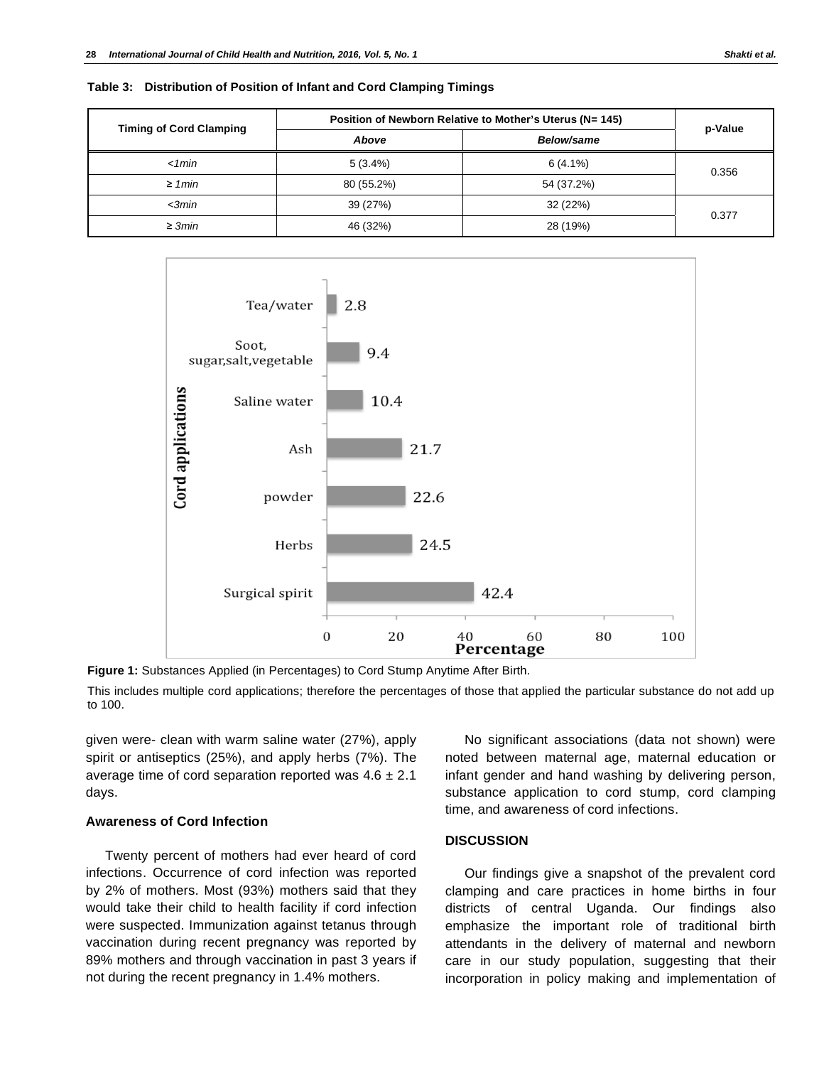**Table 3: Distribution of Position of Infant and Cord Clamping Timings**

| Timing of Cord Clamping | Position of Newborn Relative to Mother's Uterus (N= 145) | | p-Value |
|---|---|---|---|
| | *Above* | *Below/same* | |
| *<1min* | 5 (3.4%) | 6 (4.1%) | 0.356 |
| *≥ 1min* | 80 (55.2%) | 54 (37.2%) | |
| *<3min* | 39 (27%) | 32 (22%) | 0.377 |
| *≥ 3min* | 46 (32%) | 28 (19%) | |

**Figure 1:** Substances Applied (in Percentages) to Cord Stump Anytime After Birth.

This includes multiple cord applications; therefore the percentages of those that applied the particular substance do not add up to 100.

given were- clean with warm saline water (27%), apply spirit or antiseptics (25%), and apply herbs (7%). The average time of cord separation reported was 4.6 ± 2.1 days.

### Awareness of Cord Infection

Twenty percent of mothers had ever heard of cord infections. Occurrence of cord infection was reported by 2% of mothers. Most (93%) mothers said that they would take their child to health facility if cord infection were suspected. Immunization against tetanus through vaccination during recent pregnancy was reported by 89% mothers and through vaccination in past 3 years if not during the recent pregnancy in 1.4% mothers.

No significant associations (data not shown) were noted between maternal age, maternal education or infant gender and hand washing by delivering person, substance application to cord stump, cord clamping time, and awareness of cord infections.

## DISCUSSION

Our findings give a snapshot of the prevalent cord clamping and care practices in home births in four districts of central Uganda. Our findings also emphasize the important role of traditional birth attendants in the delivery of maternal and newborn care in our study population, suggesting that their incorporation in policy making and implementation of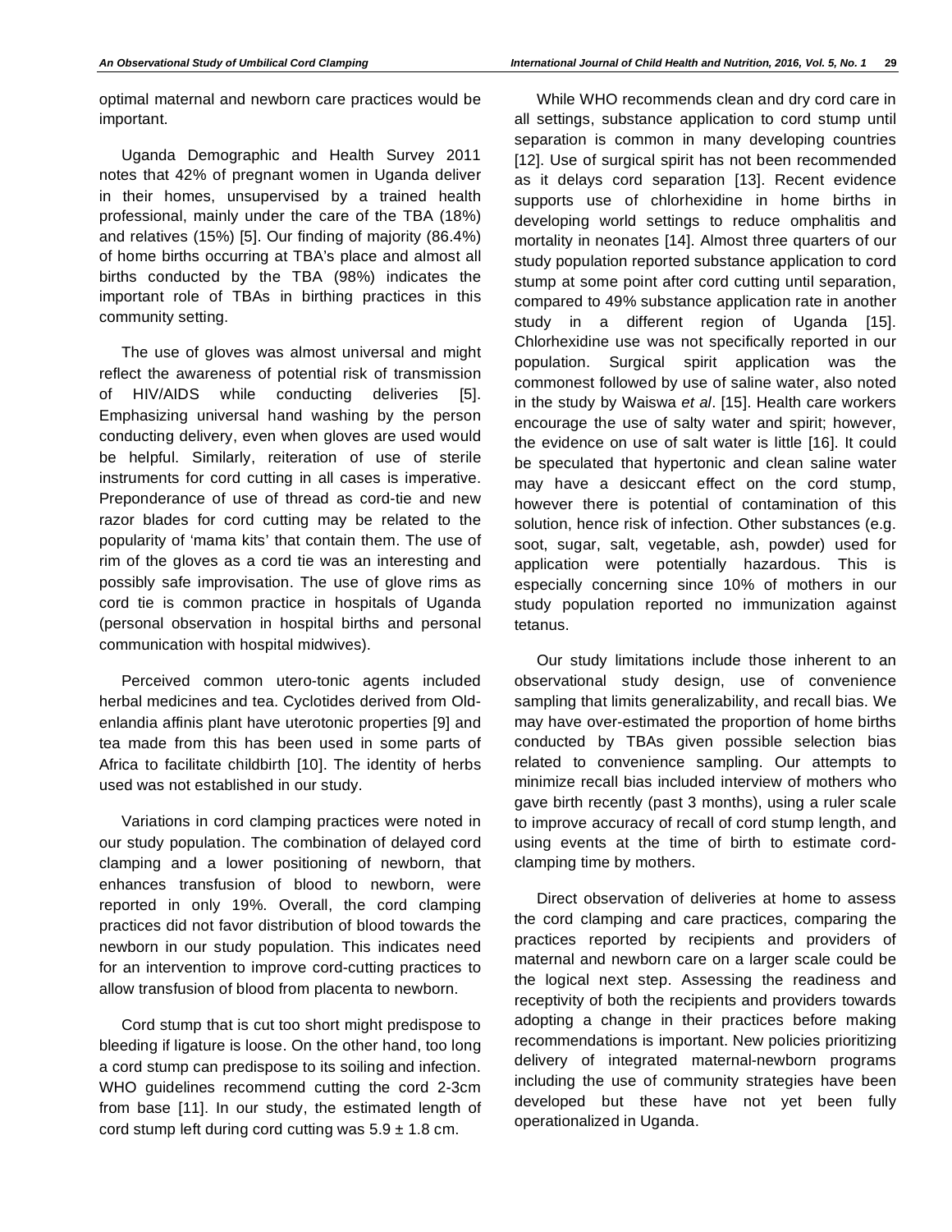optimal maternal and newborn care practices would be important.

Uganda Demographic and Health Survey 2011 notes that 42% of pregnant women in Uganda deliver in their homes, unsupervised by a trained health professional, mainly under the care of the TBA (18%) and relatives (15%) [5]. Our finding of majority (86.4%) of home births occurring at TBA's place and almost all births conducted by the TBA (98%) indicates the important role of TBAs in birthing practices in this community setting.

The use of gloves was almost universal and might reflect the awareness of potential risk of transmission of HIV/AIDS while conducting deliveries [5]. Emphasizing universal hand washing by the person conducting delivery, even when gloves are used would be helpful. Similarly, reiteration of use of sterile instruments for cord cutting in all cases is imperative. Preponderance of use of thread as cord-tie and new razor blades for cord cutting may be related to the popularity of 'mama kits' that contain them. The use of rim of the gloves as a cord tie was an interesting and possibly safe improvisation. The use of glove rims as cord tie is common practice in hospitals of Uganda (personal observation in hospital births and personal communication with hospital midwives).

Perceived common utero-tonic agents included herbal medicines and tea. Cyclotides derived from Oldenlandia affinis plant have uterotonic properties [9] and tea made from this has been used in some parts of Africa to facilitate childbirth [10]. The identity of herbs used was not established in our study.

Variations in cord clamping practices were noted in our study population. The combination of delayed cord clamping and a lower positioning of newborn, that enhances transfusion of blood to newborn, were reported in only 19%. Overall, the cord clamping practices did not favor distribution of blood towards the newborn in our study population. This indicates need for an intervention to improve cord-cutting practices to allow transfusion of blood from placenta to newborn.

Cord stump that is cut too short might predispose to bleeding if ligature is loose. On the other hand, too long a cord stump can predispose to its soiling and infection. WHO guidelines recommend cutting the cord 2-3cm from base [11]. In our study, the estimated length of cord stump left during cord cutting was $5.9 \pm 1.8$ cm.

While WHO recommends clean and dry cord care in all settings, substance application to cord stump until separation is common in many developing countries [12]. Use of surgical spirit has not been recommended as it delays cord separation [13]. Recent evidence supports use of chlorhexidine in home births in developing world settings to reduce omphalitis and mortality in neonates [14]. Almost three quarters of our study population reported substance application to cord stump at some point after cord cutting until separation, compared to 49% substance application rate in another study in a different region of Uganda [15]. Chlorhexidine use was not specifically reported in our population. Surgical spirit application was the commonest followed by use of saline water, also noted in the study by Waiswa *et al*. [15]. Health care workers encourage the use of salty water and spirit; however, the evidence on use of salt water is little [16]. It could be speculated that hypertonic and clean saline water may have a desiccant effect on the cord stump, however there is potential of contamination of this solution, hence risk of infection. Other substances (e.g. soot, sugar, salt, vegetable, ash, powder) used for application were potentially hazardous. This is especially concerning since 10% of mothers in our study population reported no immunization against tetanus.

Our study limitations include those inherent to an observational study design, use of convenience sampling that limits generalizability, and recall bias. We may have over-estimated the proportion of home births conducted by TBAs given possible selection bias related to convenience sampling. Our attempts to minimize recall bias included interview of mothers who gave birth recently (past 3 months), using a ruler scale to improve accuracy of recall of cord stump length, and using events at the time of birth to estimate cord-clamping time by mothers.

Direct observation of deliveries at home to assess the cord clamping and care practices, comparing the practices reported by recipients and providers of maternal and newborn care on a larger scale could be the logical next step. Assessing the readiness and receptivity of both the recipients and providers towards adopting a change in their practices before making recommendations is important. New policies prioritizing delivery of integrated maternal-newborn programs including the use of community strategies have been developed but these have not yet been fully operationalized in Uganda.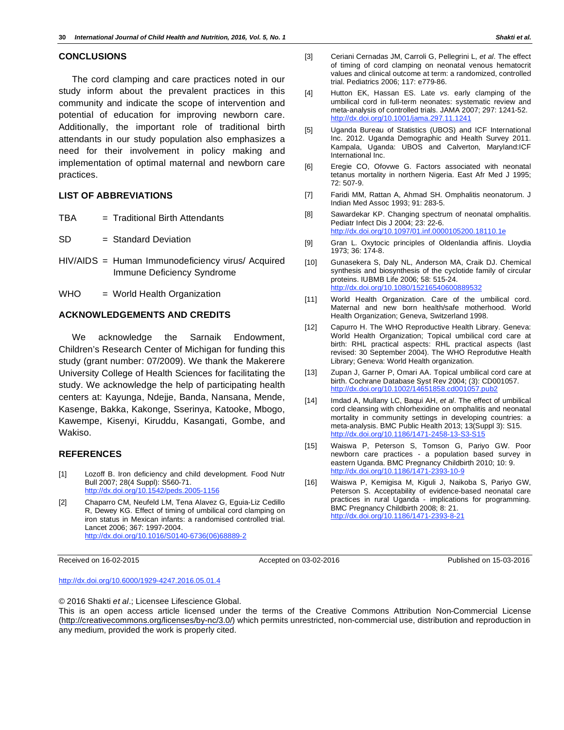## CONCLUSIONS

The cord clamping and care practices noted in our study inform about the prevalent practices in this community and indicate the scope of intervention and potential of education for improving newborn care. Additionally, the important role of traditional birth attendants in our study population also emphasizes a need for their involvement in policy making and implementation of optimal maternal and newborn care practices.

## LIST OF ABBREVIATIONS

TBA = Traditional Birth Attendants

SD = Standard Deviation

HIV/AIDS = Human Immunodeficiency virus/ Acquired Immune Deficiency Syndrome

WHO = World Health Organization

## ACKNOWLEDGEMENTS AND CREDITS

We acknowledge the Sarnaik Endowment, Children's Research Center of Michigan for funding this study (grant number: 07/2009). We thank the Makerere University College of Health Sciences for facilitating the study. We acknowledge the help of participating health centers at: Kayunga, Ndejje, Banda, Nansana, Mende, Kasenge, Bakka, Kakonge, Sserinya, Katooke, Mbogo, Kawempe, Kisenyi, Kiruddu, Kasangati, Gombe, and Wakiso.

## REFERENCES

[1] Lozoff B. Iron deficiency and child development. Food Nutr Bull 2007; 28(4 Suppl): S560-71. http://dx.doi.org/10.1542/peds.2005-1156

[2] Chaparro CM, Neufeld LM, Tena Alavez G, Eguia-Liz Cedillo R, Dewey KG. Effect of timing of umbilical cord clamping on iron status in Mexican infants: a randomised controlled trial. Lancet 2006; 367: 1997-2004. http://dx.doi.org/10.1016/S0140-6736(06)68889-2

[3] Ceriani Cernadas JM, Carroli G, Pellegrini L, *et al*. The effect of timing of cord clamping on neonatal venous hematocrit values and clinical outcome at term: a randomized, controlled trial. Pediatrics 2006; 117: e779-86.

[4] Hutton EK, Hassan ES. Late *vs.* early clamping of the umbilical cord in full-term neonates: systematic review and meta-analysis of controlled trials. JAMA 2007; 297: 1241-52. http://dx.doi.org/10.1001/jama.297.11.1241

[5] Uganda Bureau of Statistics (UBOS) and ICF International Inc. 2012. Uganda Demographic and Health Survey 2011. Kampala, Uganda: UBOS and Calverton, Maryland:ICF International Inc.

[6] Eregie CO, Ofovwe G. Factors associated with neonatal tetanus mortality in northern Nigeria. East Afr Med J 1995; 72: 507-9.

[7] Faridi MM, Rattan A, Ahmad SH. Omphalitis neonatorum. J Indian Med Assoc 1993; 91: 283-5.

[8] Sawardekar KP. Changing spectrum of neonatal omphalitis. Pediatr Infect Dis J 2004; 23: 22-6. http://dx.doi.org/10.1097/01.inf.0000105200.18110.1e

[9] Gran L. Oxytocic principles of Oldenlandia affinis. Lloydia 1973; 36: 174-8.

[10] Gunasekera S, Daly NL, Anderson MA, Craik DJ. Chemical synthesis and biosynthesis of the cyclotide family of circular proteins. IUBMB Life 2006; 58: 515-24. http://dx.doi.org/10.1080/15216540600889532

[11] World Health Organization. Care of the umbilical cord. Maternal and new born health/safe motherhood. World Health Organization; Geneva, Switzerland 1998.

[12] Capurro H. The WHO Reproductive Health Library. Geneva: World Health Organization; Topical umbilical cord care at birth: RHL practical aspects: RHL practical aspects (last revised: 30 September 2004). The WHO Reprodutive Health Library; Geneva: World Health organization.

[13] Zupan J, Garner P, Omari AA. Topical umbilical cord care at birth. Cochrane Database Syst Rev 2004; (3): CD001057. http://dx.doi.org/10.1002/14651858.cd001057.pub2

[14] Imdad A, Mullany LC, Baqui AH, *et al*. The effect of umbilical cord cleansing with chlorhexidine on omphalitis and neonatal mortality in community settings in developing countries: a meta-analysis. BMC Public Health 2013; 13(Suppl 3): S15. http://dx.doi.org/10.1186/1471-2458-13-S3-S15

[15] Waiswa P, Peterson S, Tomson G, Pariyo GW. Poor newborn care practices - a population based survey in eastern Uganda. BMC Pregnancy Childbirth 2010; 10: 9. http://dx.doi.org/10.1186/1471-2393-10-9

[16] Waiswa P, Kemigisa M, Kiguli J, Naikoba S, Pariyo GW, Peterson S. Acceptability of evidence-based neonatal care practices in rural Uganda - implications for programming. BMC Pregnancy Childbirth 2008; 8: 21. http://dx.doi.org/10.1186/1471-2393-8-21

Received on 16-02-2015 Accepted on 03-02-2016 Published on 15-03-2016

http://dx.doi.org/10.6000/1929-4247.2016.05.01.4

© 2016 Shakti *et al*.; Licensee Lifescience Global.

This is an open access article licensed under the terms of the Creative Commons Attribution Non-Commercial License (http://creativecommons.org/licenses/by-nc/3.0/) which permits unrestricted, non-commercial use, distribution and reproduction in any medium, provided the work is properly cited.